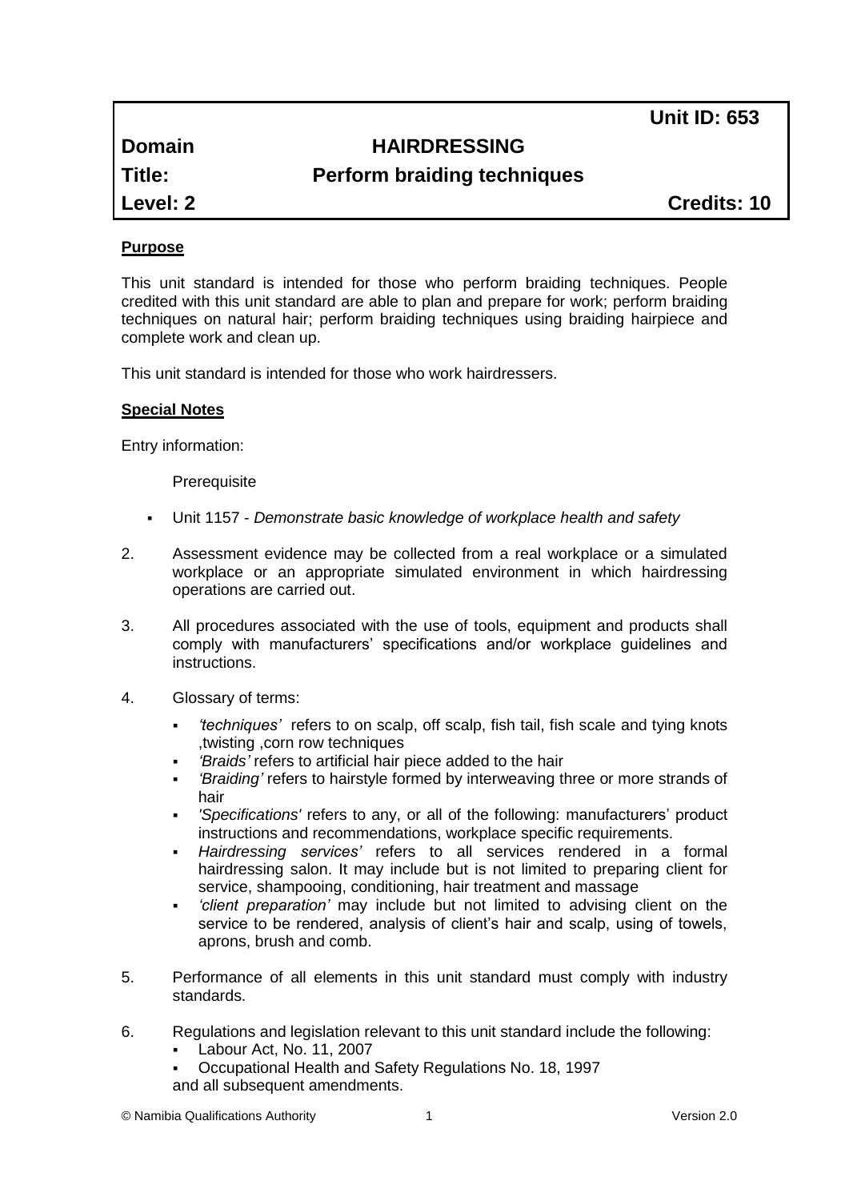| | | |
|---|---|---|
| | | **Unit ID: 653** |
| **Domain** | **HAIRDRESSING** | |
| **Title:** | **Perform braiding techniques** | |
| **Level: 2** | | **Credits: 10** |

**Purpose**

This unit standard is intended for those who perform braiding techniques. People credited with this unit standard are able to plan and prepare for work; perform braiding techniques on natural hair; perform braiding techniques using braiding hairpiece and complete work and clean up.

This unit standard is intended for those who work hairdressers.

**Special Notes**

Entry information:

Prerequisite

- Unit 1157 - *Demonstrate basic knowledge of workplace health and safety*

2. Assessment evidence may be collected from a real workplace or a simulated workplace or an appropriate simulated environment in which hairdressing operations are carried out.

3. All procedures associated with the use of tools, equipment and products shall comply with manufacturers' specifications and/or workplace guidelines and instructions.

4. Glossary of terms:
   - *'techniques'* refers to on scalp, off scalp, fish tail, fish scale and tying knots ,twisting ,corn row techniques
   - *'Braids'* refers to artificial hair piece added to the hair
   - *'Braiding'* refers to hairstyle formed by interweaving three or more strands of hair
   - *'Specifications'* refers to any, or all of the following: manufacturers' product instructions and recommendations, workplace specific requirements.
   - *Hairdressing services'* refers to all services rendered in a formal hairdressing salon. It may include but is not limited to preparing client for service, shampooing, conditioning, hair treatment and massage
   - *'client preparation'* may include but not limited to advising client on the service to be rendered, analysis of client's hair and scalp, using of towels, aprons, brush and comb.

5. Performance of all elements in this unit standard must comply with industry standards.

6. Regulations and legislation relevant to this unit standard include the following:
   - Labour Act, No. 11, 2007
   - Occupational Health and Safety Regulations No. 18, 1997

   and all subsequent amendments.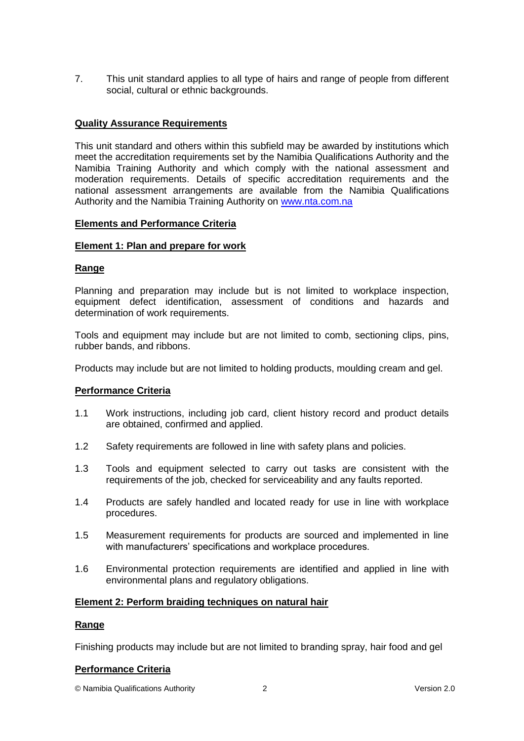7. This unit standard applies to all type of hairs and range of people from different social, cultural or ethnic backgrounds.

**Quality Assurance Requirements**

This unit standard and others within this subfield may be awarded by institutions which meet the accreditation requirements set by the Namibia Qualifications Authority and the Namibia Training Authority and which comply with the national assessment and moderation requirements. Details of specific accreditation requirements and the national assessment arrangements are available from the Namibia Qualifications Authority and the Namibia Training Authority on [www.nta.com.na](www.nta.com.na)

**Elements and Performance Criteria**

**Element 1: Plan and prepare for work**

**Range**

Planning and preparation may include but is not limited to workplace inspection, equipment defect identification, assessment of conditions and hazards and determination of work requirements.

Tools and equipment may include but are not limited to comb, sectioning clips, pins, rubber bands, and ribbons.

Products may include but are not limited to holding products, moulding cream and gel.

**Performance Criteria**

1.1 Work instructions, including job card, client history record and product details are obtained, confirmed and applied.

1.2 Safety requirements are followed in line with safety plans and policies.

1.3 Tools and equipment selected to carry out tasks are consistent with the requirements of the job, checked for serviceability and any faults reported.

1.4 Products are safely handled and located ready for use in line with workplace procedures.

1.5 Measurement requirements for products are sourced and implemented in line with manufacturers' specifications and workplace procedures.

1.6 Environmental protection requirements are identified and applied in line with environmental plans and regulatory obligations.

**Element 2: Perform braiding techniques on natural hair**

**Range**

Finishing products may include but are not limited to branding spray, hair food and gel

**Performance Criteria**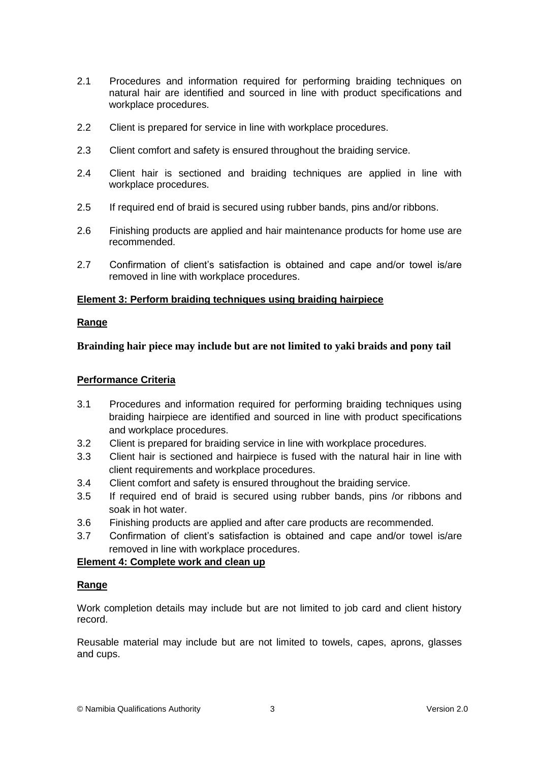2.1 Procedures and information required for performing braiding techniques on natural hair are identified and sourced in line with product specifications and workplace procedures.

2.2 Client is prepared for service in line with workplace procedures.

2.3 Client comfort and safety is ensured throughout the braiding service.

2.4 Client hair is sectioned and braiding techniques are applied in line with workplace procedures.

2.5 If required end of braid is secured using rubber bands, pins and/or ribbons.

2.6 Finishing products are applied and hair maintenance products for home use are recommended.

2.7 Confirmation of client's satisfaction is obtained and cape and/or towel is/are removed in line with workplace procedures.

**Element 3: Perform braiding techniques using braiding hairpiece**

**Range**

**Brainding hair piece may include but are not limited to yaki braids and pony tail**

**Performance Criteria**

3.1 Procedures and information required for performing braiding techniques using braiding hairpiece are identified and sourced in line with product specifications and workplace procedures.
3.2 Client is prepared for braiding service in line with workplace procedures.
3.3 Client hair is sectioned and hairpiece is fused with the natural hair in line with client requirements and workplace procedures.
3.4 Client comfort and safety is ensured throughout the braiding service.
3.5 If required end of braid is secured using rubber bands, pins /or ribbons and soak in hot water.
3.6 Finishing products are applied and after care products are recommended.
3.7 Confirmation of client's satisfaction is obtained and cape and/or towel is/are removed in line with workplace procedures.

**Element 4: Complete work and clean up**

**Range**

Work completion details may include but are not limited to job card and client history record.

Reusable material may include but are not limited to towels, capes, aprons, glasses and cups.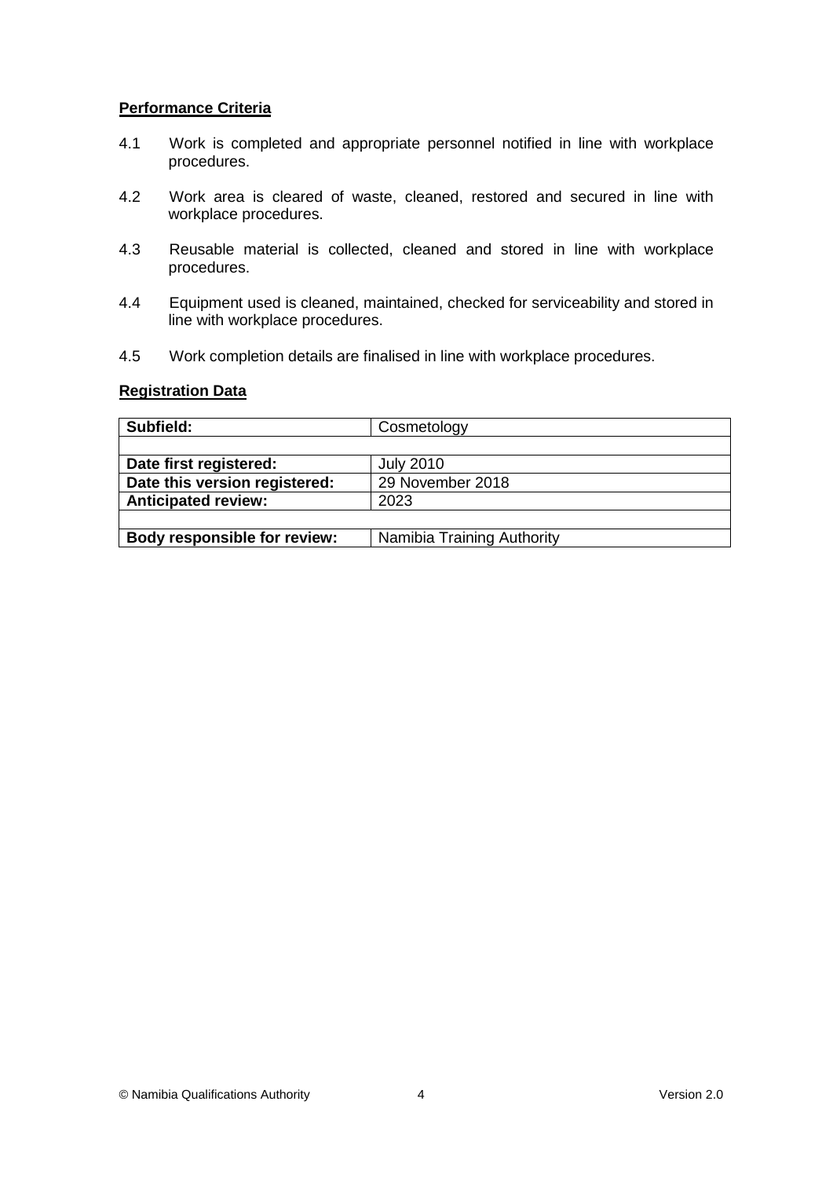**Performance Criteria**

4.1 Work is completed and appropriate personnel notified in line with workplace procedures.

4.2 Work area is cleared of waste, cleaned, restored and secured in line with workplace procedures.

4.3 Reusable material is collected, cleaned and stored in line with workplace procedures.

4.4 Equipment used is cleaned, maintained, checked for serviceability and stored in line with workplace procedures.

4.5 Work completion details are finalised in line with workplace procedures.

**Registration Data**

| | |
|---|---|
| **Subfield:** | Cosmetology |
| | |
| **Date first registered:** | July 2010 |
| **Date this version registered:** | 29 November 2018 |
| **Anticipated review:** | 2023 |
| | |
| **Body responsible for review:** | Namibia Training Authority |